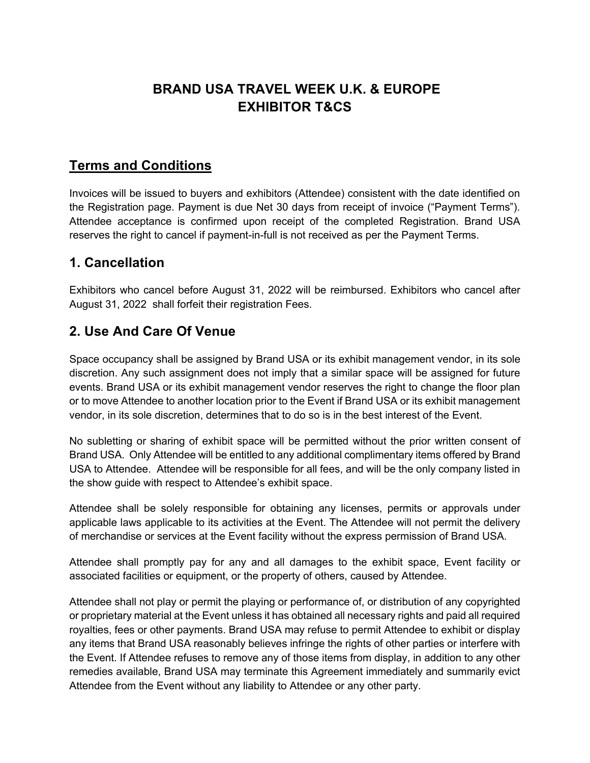# BRAND USA TRAVEL WEEK U.K. & EUROPE
# EXHIBITOR T&CS

## Terms and Conditions

Invoices will be issued to buyers and exhibitors (Attendee) consistent with the date identified on the Registration page. Payment is due Net 30 days from receipt of invoice ("Payment Terms"). Attendee acceptance is confirmed upon receipt of the completed Registration. Brand USA reserves the right to cancel if payment-in-full is not received as per the Payment Terms.

## 1. Cancellation

Exhibitors who cancel before August 31, 2022 will be reimbursed. Exhibitors who cancel after August 31, 2022 shall forfeit their registration Fees.

## 2. Use And Care Of Venue

Space occupancy shall be assigned by Brand USA or its exhibit management vendor, in its sole discretion. Any such assignment does not imply that a similar space will be assigned for future events. Brand USA or its exhibit management vendor reserves the right to change the floor plan or to move Attendee to another location prior to the Event if Brand USA or its exhibit management vendor, in its sole discretion, determines that to do so is in the best interest of the Event.

No subletting or sharing of exhibit space will be permitted without the prior written consent of Brand USA. Only Attendee will be entitled to any additional complimentary items offered by Brand USA to Attendee. Attendee will be responsible for all fees, and will be the only company listed in the show guide with respect to Attendee's exhibit space.

Attendee shall be solely responsible for obtaining any licenses, permits or approvals under applicable laws applicable to its activities at the Event. The Attendee will not permit the delivery of merchandise or services at the Event facility without the express permission of Brand USA.

Attendee shall promptly pay for any and all damages to the exhibit space, Event facility or associated facilities or equipment, or the property of others, caused by Attendee.

Attendee shall not play or permit the playing or performance of, or distribution of any copyrighted or proprietary material at the Event unless it has obtained all necessary rights and paid all required royalties, fees or other payments. Brand USA may refuse to permit Attendee to exhibit or display any items that Brand USA reasonably believes infringe the rights of other parties or interfere with the Event. If Attendee refuses to remove any of those items from display, in addition to any other remedies available, Brand USA may terminate this Agreement immediately and summarily evict Attendee from the Event without any liability to Attendee or any other party.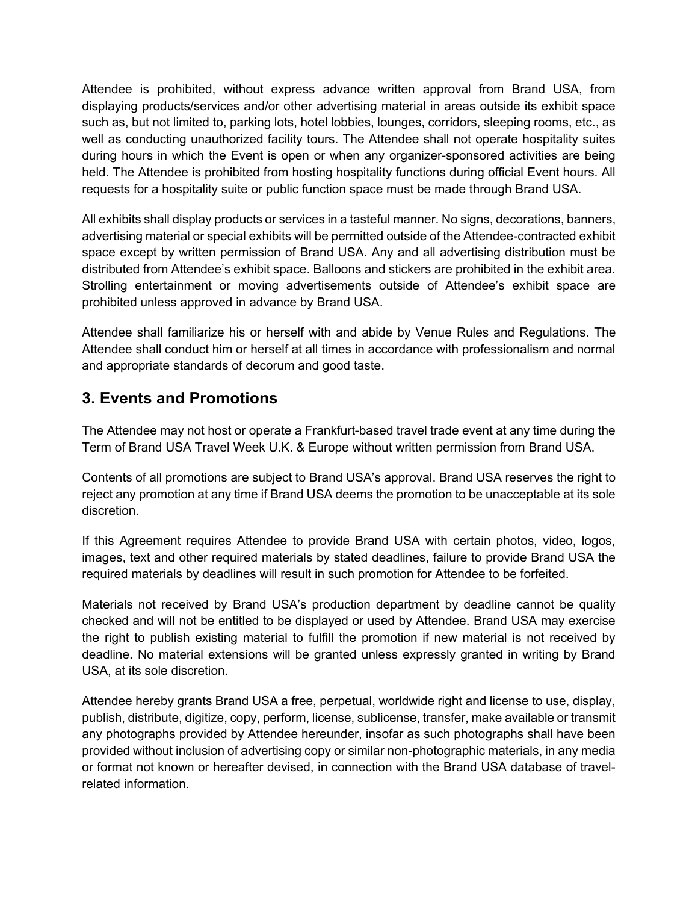Attendee is prohibited, without express advance written approval from Brand USA, from displaying products/services and/or other advertising material in areas outside its exhibit space such as, but not limited to, parking lots, hotel lobbies, lounges, corridors, sleeping rooms, etc., as well as conducting unauthorized facility tours. The Attendee shall not operate hospitality suites during hours in which the Event is open or when any organizer-sponsored activities are being held. The Attendee is prohibited from hosting hospitality functions during official Event hours. All requests for a hospitality suite or public function space must be made through Brand USA.

All exhibits shall display products or services in a tasteful manner. No signs, decorations, banners, advertising material or special exhibits will be permitted outside of the Attendee-contracted exhibit space except by written permission of Brand USA. Any and all advertising distribution must be distributed from Attendee's exhibit space. Balloons and stickers are prohibited in the exhibit area. Strolling entertainment or moving advertisements outside of Attendee's exhibit space are prohibited unless approved in advance by Brand USA.

Attendee shall familiarize his or herself with and abide by Venue Rules and Regulations. The Attendee shall conduct him or herself at all times in accordance with professionalism and normal and appropriate standards of decorum and good taste.

## 3. Events and Promotions

The Attendee may not host or operate a Frankfurt-based travel trade event at any time during the Term of Brand USA Travel Week U.K. & Europe without written permission from Brand USA.

Contents of all promotions are subject to Brand USA's approval. Brand USA reserves the right to reject any promotion at any time if Brand USA deems the promotion to be unacceptable at its sole discretion.

If this Agreement requires Attendee to provide Brand USA with certain photos, video, logos, images, text and other required materials by stated deadlines, failure to provide Brand USA the required materials by deadlines will result in such promotion for Attendee to be forfeited.

Materials not received by Brand USA's production department by deadline cannot be quality checked and will not be entitled to be displayed or used by Attendee. Brand USA may exercise the right to publish existing material to fulfill the promotion if new material is not received by deadline. No material extensions will be granted unless expressly granted in writing by Brand USA, at its sole discretion.

Attendee hereby grants Brand USA a free, perpetual, worldwide right and license to use, display, publish, distribute, digitize, copy, perform, license, sublicense, transfer, make available or transmit any photographs provided by Attendee hereunder, insofar as such photographs shall have been provided without inclusion of advertising copy or similar non-photographic materials, in any media or format not known or hereafter devised, in connection with the Brand USA database of travel-related information.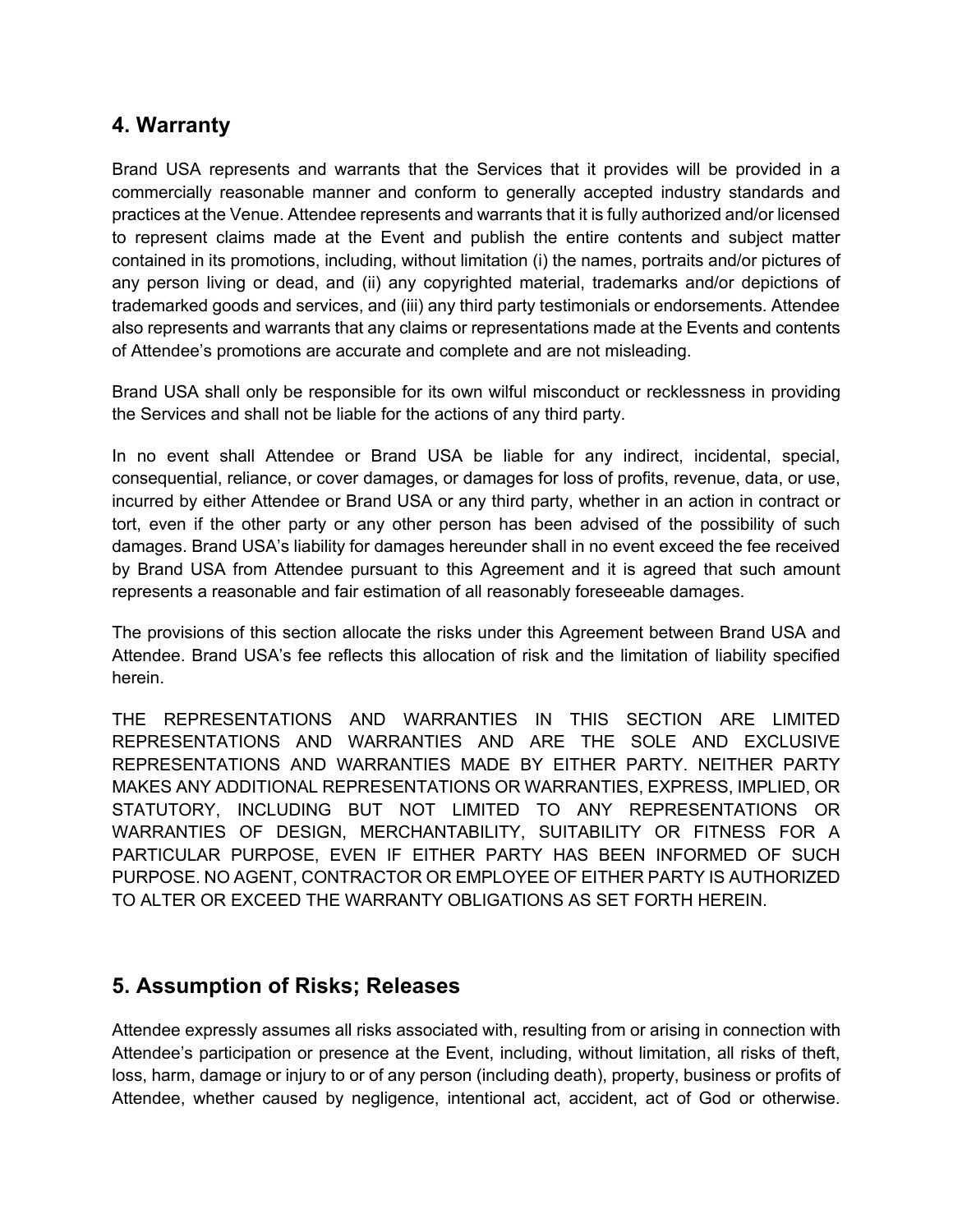## 4. Warranty

Brand USA represents and warrants that the Services that it provides will be provided in a commercially reasonable manner and conform to generally accepted industry standards and practices at the Venue. Attendee represents and warrants that it is fully authorized and/or licensed to represent claims made at the Event and publish the entire contents and subject matter contained in its promotions, including, without limitation (i) the names, portraits and/or pictures of any person living or dead, and (ii) any copyrighted material, trademarks and/or depictions of trademarked goods and services, and (iii) any third party testimonials or endorsements. Attendee also represents and warrants that any claims or representations made at the Events and contents of Attendee's promotions are accurate and complete and are not misleading.

Brand USA shall only be responsible for its own wilful misconduct or recklessness in providing the Services and shall not be liable for the actions of any third party.

In no event shall Attendee or Brand USA be liable for any indirect, incidental, special, consequential, reliance, or cover damages, or damages for loss of profits, revenue, data, or use, incurred by either Attendee or Brand USA or any third party, whether in an action in contract or tort, even if the other party or any other person has been advised of the possibility of such damages. Brand USA's liability for damages hereunder shall in no event exceed the fee received by Brand USA from Attendee pursuant to this Agreement and it is agreed that such amount represents a reasonable and fair estimation of all reasonably foreseeable damages.

The provisions of this section allocate the risks under this Agreement between Brand USA and Attendee. Brand USA's fee reflects this allocation of risk and the limitation of liability specified herein.

THE REPRESENTATIONS AND WARRANTIES IN THIS SECTION ARE LIMITED REPRESENTATIONS AND WARRANTIES AND ARE THE SOLE AND EXCLUSIVE REPRESENTATIONS AND WARRANTIES MADE BY EITHER PARTY. NEITHER PARTY MAKES ANY ADDITIONAL REPRESENTATIONS OR WARRANTIES, EXPRESS, IMPLIED, OR STATUTORY, INCLUDING BUT NOT LIMITED TO ANY REPRESENTATIONS OR WARRANTIES OF DESIGN, MERCHANTABILITY, SUITABILITY OR FITNESS FOR A PARTICULAR PURPOSE, EVEN IF EITHER PARTY HAS BEEN INFORMED OF SUCH PURPOSE. NO AGENT, CONTRACTOR OR EMPLOYEE OF EITHER PARTY IS AUTHORIZED TO ALTER OR EXCEED THE WARRANTY OBLIGATIONS AS SET FORTH HEREIN.

## 5. Assumption of Risks; Releases

Attendee expressly assumes all risks associated with, resulting from or arising in connection with Attendee's participation or presence at the Event, including, without limitation, all risks of theft, loss, harm, damage or injury to or of any person (including death), property, business or profits of Attendee, whether caused by negligence, intentional act, accident, act of God or otherwise.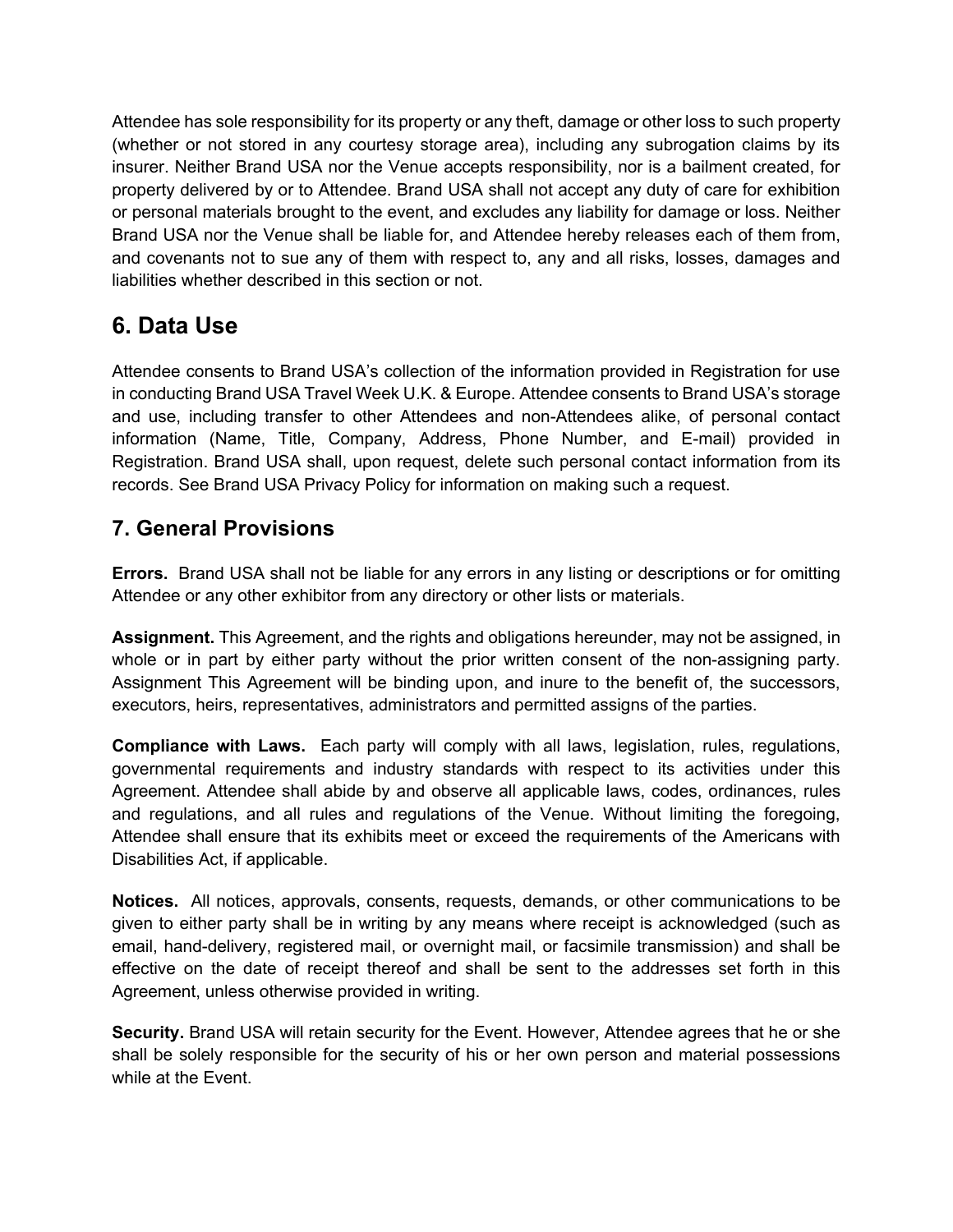Attendee has sole responsibility for its property or any theft, damage or other loss to such property (whether or not stored in any courtesy storage area), including any subrogation claims by its insurer. Neither Brand USA nor the Venue accepts responsibility, nor is a bailment created, for property delivered by or to Attendee. Brand USA shall not accept any duty of care for exhibition or personal materials brought to the event, and excludes any liability for damage or loss. Neither Brand USA nor the Venue shall be liable for, and Attendee hereby releases each of them from, and covenants not to sue any of them with respect to, any and all risks, losses, damages and liabilities whether described in this section or not.

## 6. Data Use

Attendee consents to Brand USA's collection of the information provided in Registration for use in conducting Brand USA Travel Week U.K. & Europe. Attendee consents to Brand USA's storage and use, including transfer to other Attendees and non-Attendees alike, of personal contact information (Name, Title, Company, Address, Phone Number, and E-mail) provided in Registration. Brand USA shall, upon request, delete such personal contact information from its records. See Brand USA Privacy Policy for information on making such a request.

## 7. General Provisions

**Errors.** Brand USA shall not be liable for any errors in any listing or descriptions or for omitting Attendee or any other exhibitor from any directory or other lists or materials.

**Assignment.** This Agreement, and the rights and obligations hereunder, may not be assigned, in whole or in part by either party without the prior written consent of the non-assigning party. Assignment This Agreement will be binding upon, and inure to the benefit of, the successors, executors, heirs, representatives, administrators and permitted assigns of the parties.

**Compliance with Laws.** Each party will comply with all laws, legislation, rules, regulations, governmental requirements and industry standards with respect to its activities under this Agreement. Attendee shall abide by and observe all applicable laws, codes, ordinances, rules and regulations, and all rules and regulations of the Venue. Without limiting the foregoing, Attendee shall ensure that its exhibits meet or exceed the requirements of the Americans with Disabilities Act, if applicable.

**Notices.** All notices, approvals, consents, requests, demands, or other communications to be given to either party shall be in writing by any means where receipt is acknowledged (such as email, hand-delivery, registered mail, or overnight mail, or facsimile transmission) and shall be effective on the date of receipt thereof and shall be sent to the addresses set forth in this Agreement, unless otherwise provided in writing.

**Security.** Brand USA will retain security for the Event. However, Attendee agrees that he or she shall be solely responsible for the security of his or her own person and material possessions while at the Event.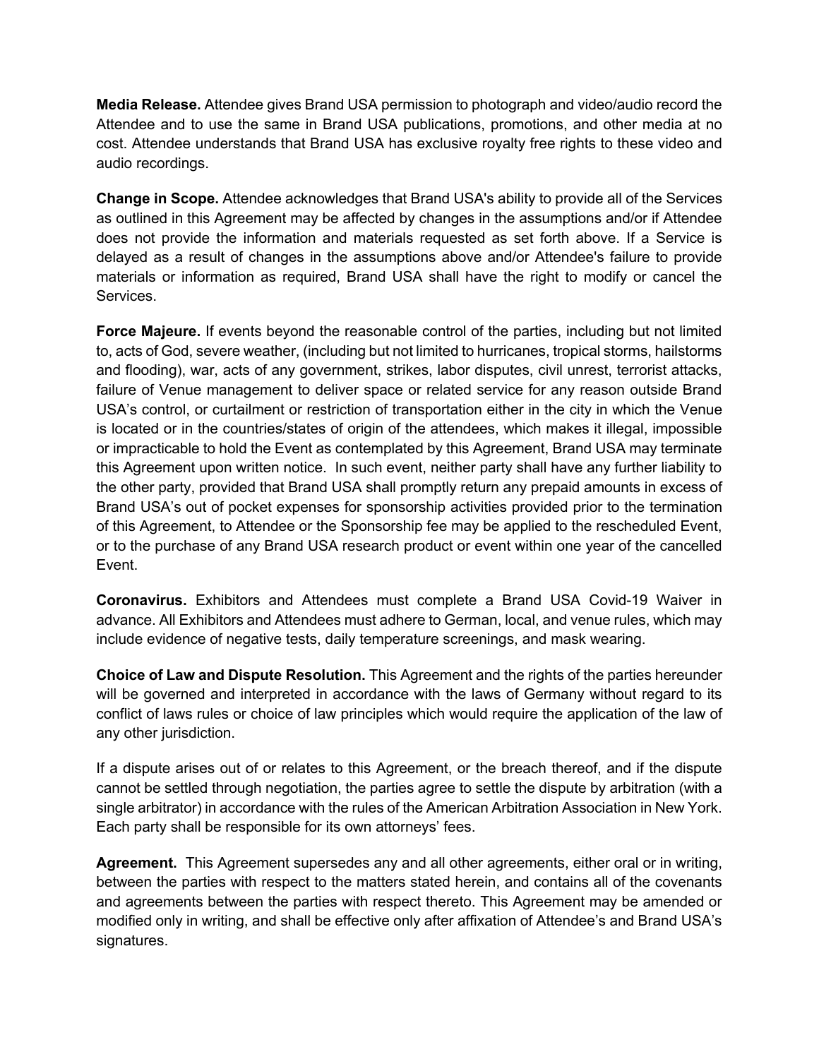**Media Release.** Attendee gives Brand USA permission to photograph and video/audio record the Attendee and to use the same in Brand USA publications, promotions, and other media at no cost. Attendee understands that Brand USA has exclusive royalty free rights to these video and audio recordings.

**Change in Scope.** Attendee acknowledges that Brand USA's ability to provide all of the Services as outlined in this Agreement may be affected by changes in the assumptions and/or if Attendee does not provide the information and materials requested as set forth above. If a Service is delayed as a result of changes in the assumptions above and/or Attendee's failure to provide materials or information as required, Brand USA shall have the right to modify or cancel the Services.

**Force Majeure.** If events beyond the reasonable control of the parties, including but not limited to, acts of God, severe weather, (including but not limited to hurricanes, tropical storms, hailstorms and flooding), war, acts of any government, strikes, labor disputes, civil unrest, terrorist attacks, failure of Venue management to deliver space or related service for any reason outside Brand USA's control, or curtailment or restriction of transportation either in the city in which the Venue is located or in the countries/states of origin of the attendees, which makes it illegal, impossible or impracticable to hold the Event as contemplated by this Agreement, Brand USA may terminate this Agreement upon written notice. In such event, neither party shall have any further liability to the other party, provided that Brand USA shall promptly return any prepaid amounts in excess of Brand USA's out of pocket expenses for sponsorship activities provided prior to the termination of this Agreement, to Attendee or the Sponsorship fee may be applied to the rescheduled Event, or to the purchase of any Brand USA research product or event within one year of the cancelled Event.

**Coronavirus.** Exhibitors and Attendees must complete a Brand USA Covid-19 Waiver in advance. All Exhibitors and Attendees must adhere to German, local, and venue rules, which may include evidence of negative tests, daily temperature screenings, and mask wearing.

**Choice of Law and Dispute Resolution.** This Agreement and the rights of the parties hereunder will be governed and interpreted in accordance with the laws of Germany without regard to its conflict of laws rules or choice of law principles which would require the application of the law of any other jurisdiction.

If a dispute arises out of or relates to this Agreement, or the breach thereof, and if the dispute cannot be settled through negotiation, the parties agree to settle the dispute by arbitration (with a single arbitrator) in accordance with the rules of the American Arbitration Association in New York. Each party shall be responsible for its own attorneys' fees.

**Agreement.** This Agreement supersedes any and all other agreements, either oral or in writing, between the parties with respect to the matters stated herein, and contains all of the covenants and agreements between the parties with respect thereto. This Agreement may be amended or modified only in writing, and shall be effective only after affixation of Attendee's and Brand USA's signatures.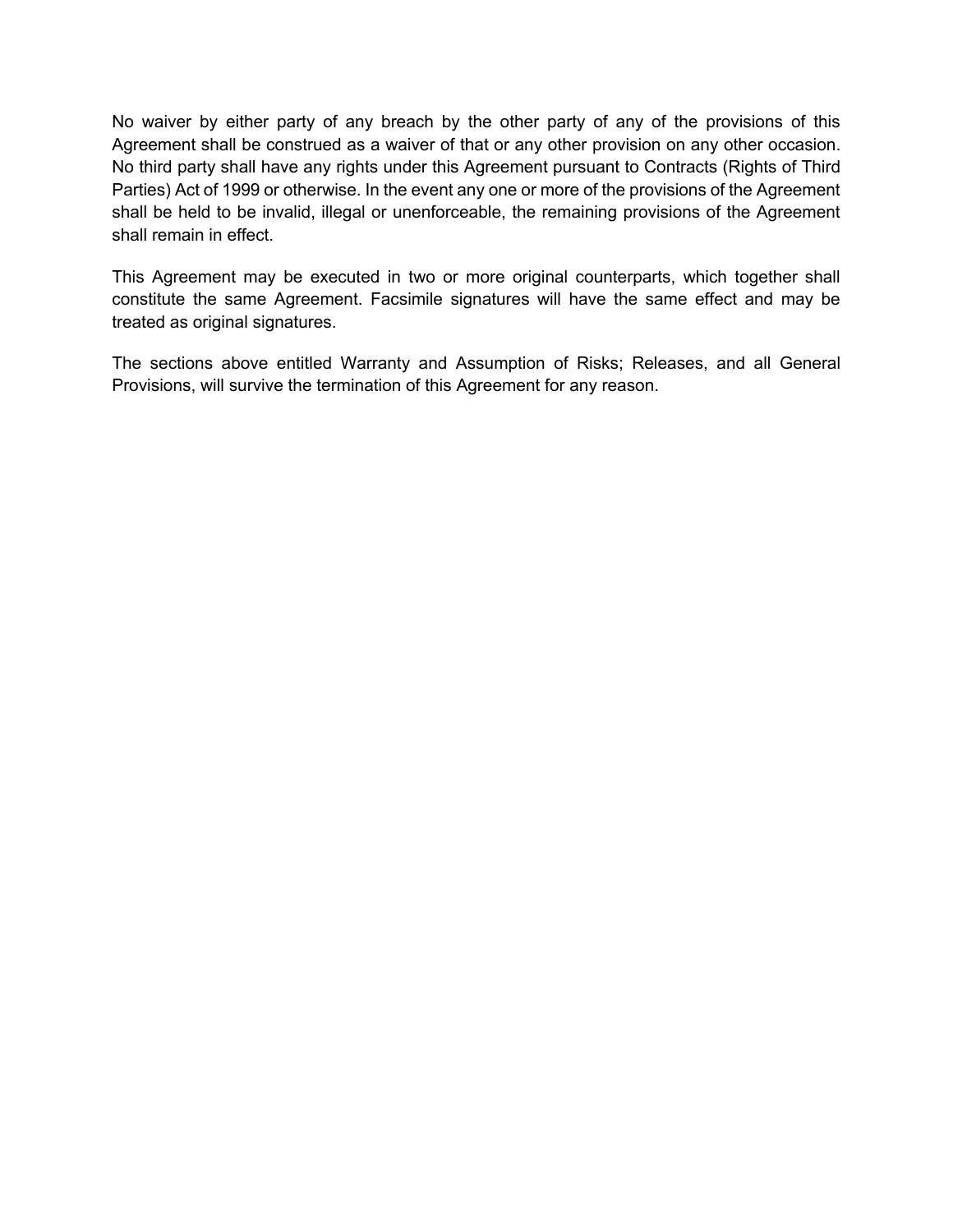No waiver by either party of any breach by the other party of any of the provisions of this Agreement shall be construed as a waiver of that or any other provision on any other occasion. No third party shall have any rights under this Agreement pursuant to Contracts (Rights of Third Parties) Act of 1999 or otherwise. In the event any one or more of the provisions of the Agreement shall be held to be invalid, illegal or unenforceable, the remaining provisions of the Agreement shall remain in effect.

This Agreement may be executed in two or more original counterparts, which together shall constitute the same Agreement. Facsimile signatures will have the same effect and may be treated as original signatures.

The sections above entitled Warranty and Assumption of Risks; Releases, and all General Provisions, will survive the termination of this Agreement for any reason.